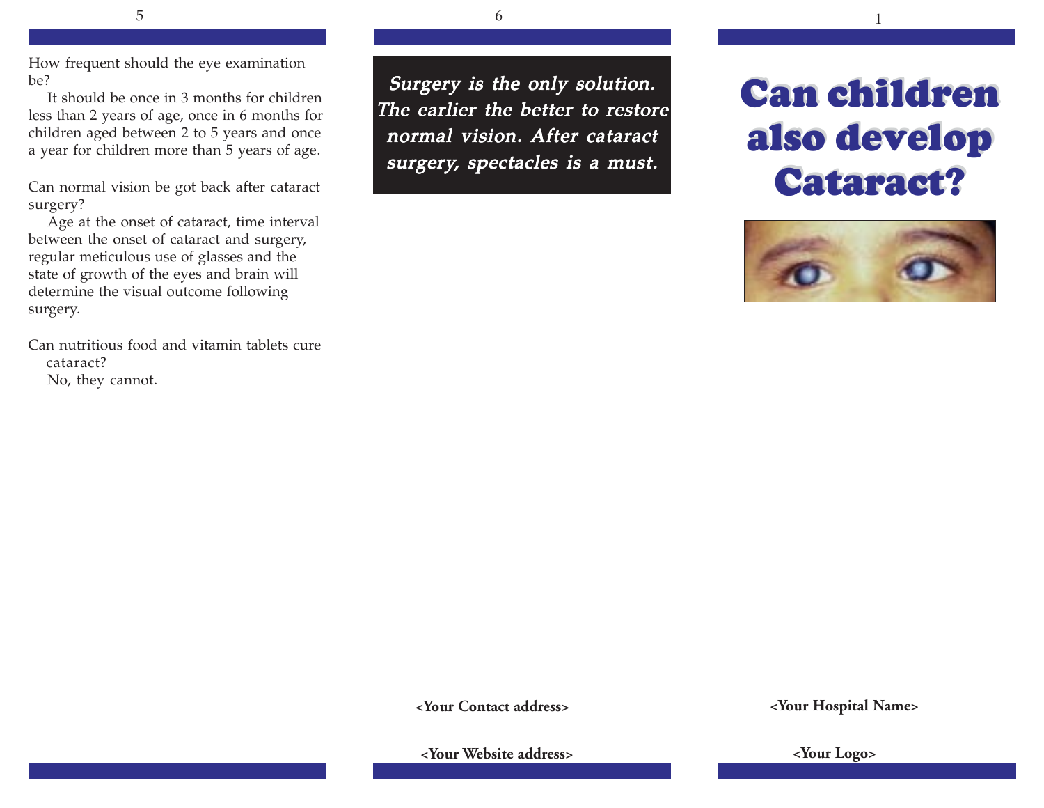How frequent should the eye examination be?

It should be once in 3 months for children less than 2 years of age, once in 6 months for children aged between 2 to 5 years and once a year for children more than 5 years of age.

Can normal vision be got back after cataract surgery?

Age at the onset of cataract, time interval between the onset of cataract and surgery, regular meticulous use of glasses and the state of growth of the eyes and brain will determine the visual outcome following surgery.

Can nutritious food and vitamin tablets cure cataract?

No, they cannot.

***Surgery is the only solution. The earlier the better to restore normal vision. After cataract surgery, spectacles is a must.***

**<Your Contact address>**

**<Your Website address>**

# Can children also develop Cataract?

**<Your Hospital Name>**

**<Your Logo>**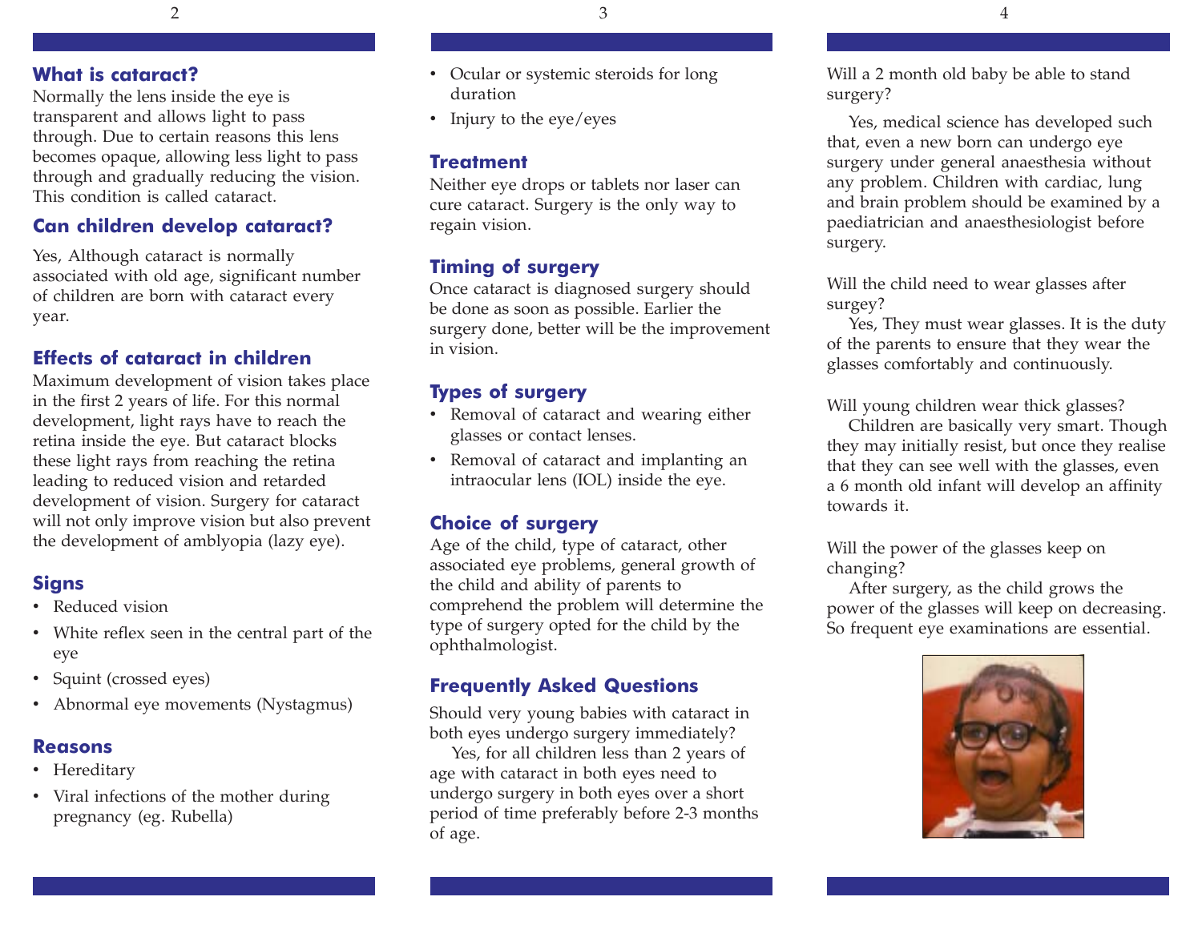## What is cataract?

Normally the lens inside the eye is transparent and allows light to pass through. Due to certain reasons this lens becomes opaque, allowing less light to pass through and gradually reducing the vision. This condition is called cataract.

## Can children develop cataract?

Yes, Although cataract is normally associated with old age, significant number of children are born with cataract every year.

## Effects of cataract in children

Maximum development of vision takes place in the first 2 years of life. For this normal development, light rays have to reach the retina inside the eye. But cataract blocks these light rays from reaching the retina leading to reduced vision and retarded development of vision. Surgery for cataract will not only improve vision but also prevent the development of amblyopia (lazy eye).

## Signs

- Reduced vision
- White reflex seen in the central part of the eye
- Squint (crossed eyes)
- Abnormal eye movements (Nystagmus)

## Reasons

- Hereditary
- Viral infections of the mother during pregnancy (eg. Rubella)
- Ocular or systemic steroids for long duration
- Injury to the eye/eyes

## Treatment

Neither eye drops or tablets nor laser can cure cataract. Surgery is the only way to regain vision.

## Timing of surgery

Once cataract is diagnosed surgery should be done as soon as possible. Earlier the surgery done, better will be the improvement in vision.

## Types of surgery

- Removal of cataract and wearing either glasses or contact lenses.
- Removal of cataract and implanting an intraocular lens (IOL) inside the eye.

## Choice of surgery

Age of the child, type of cataract, other associated eye problems, general growth of the child and ability of parents to comprehend the problem will determine the type of surgery opted for the child by the ophthalmologist.

## Frequently Asked Questions

Should very young babies with cataract in both eyes undergo surgery immediately?

Yes, for all children less than 2 years of age with cataract in both eyes need to undergo surgery in both eyes over a short period of time preferably before 2-3 months of age.

Will a 2 month old baby be able to stand surgery?

Yes, medical science has developed such that, even a new born can undergo eye surgery under general anaesthesia without any problem. Children with cardiac, lung and brain problem should be examined by a paediatrician and anaesthesiologist before surgery.

Will the child need to wear glasses after surgery?

Yes, They must wear glasses. It is the duty of the parents to ensure that they wear the glasses comfortably and continuously.

Will young children wear thick glasses?

Children are basically very smart. Though they may initially resist, but once they realise that they can see well with the glasses, even a 6 month old infant will develop an affinity towards it.

Will the power of the glasses keep on changing?

After surgery, as the child grows the power of the glasses will keep on decreasing. So frequent eye examinations are essential.